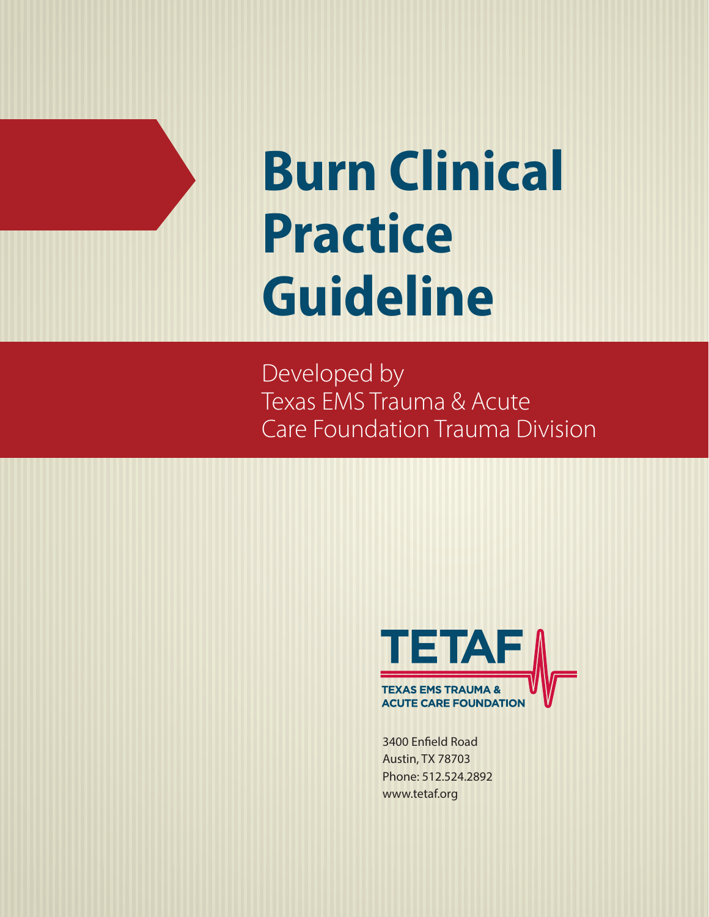# Burn Clinical Practice Guideline

Developed by
Texas EMS Trauma & Acute
Care Foundation Trauma Division

TETAF

TEXAS EMS TRAUMA &
ACUTE CARE FOUNDATION

3400 Enfield Road
Austin, TX 78703
Phone: 512.524.2892
www.tetaf.org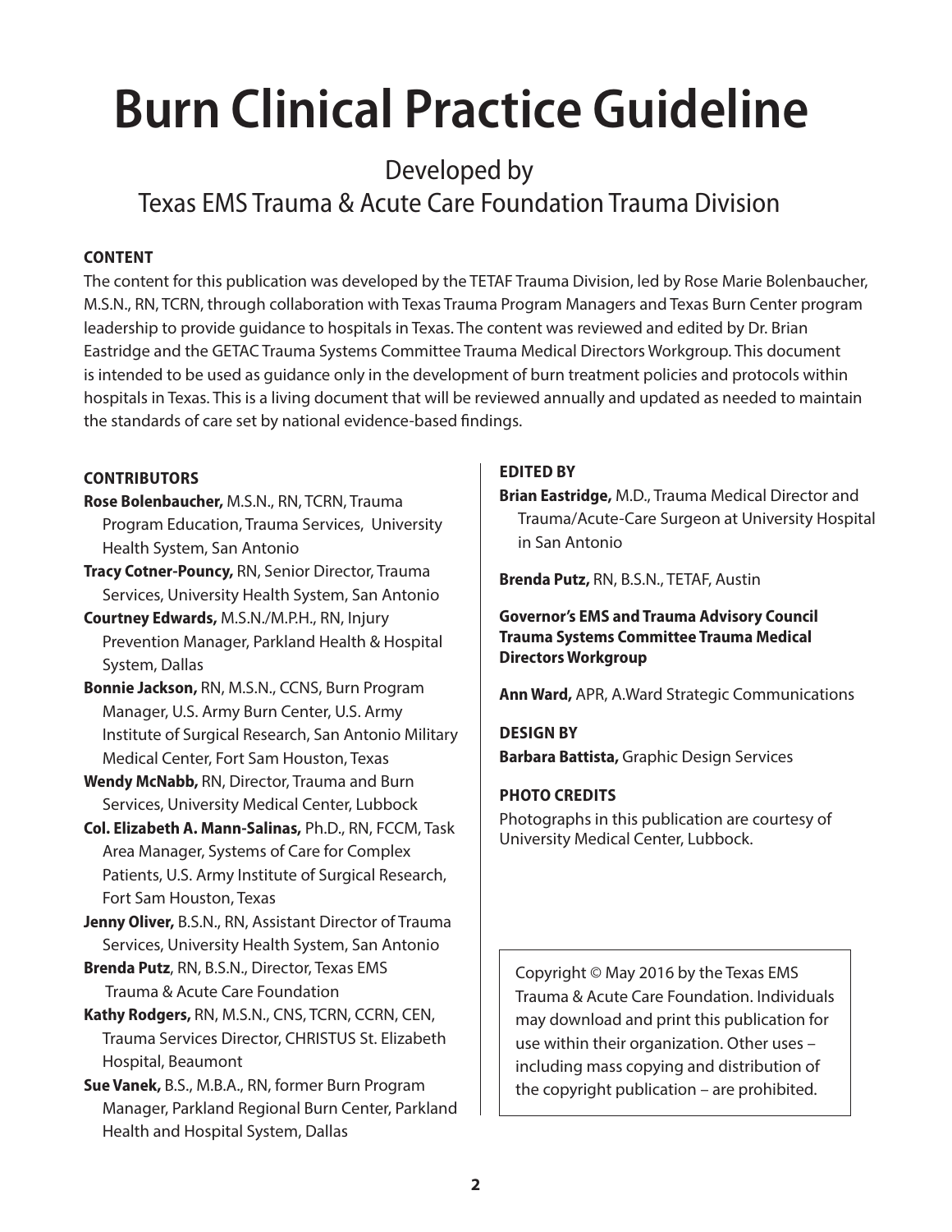# Burn Clinical Practice Guideline

Developed by
Texas EMS Trauma & Acute Care Foundation Trauma Division

**CONTENT**

The content for this publication was developed by the TETAF Trauma Division, led by Rose Marie Bolenbaucher, M.S.N., RN, TCRN, through collaboration with Texas Trauma Program Managers and Texas Burn Center program leadership to provide guidance to hospitals in Texas. The content was reviewed and edited by Dr. Brian Eastridge and the GETAC Trauma Systems Committee Trauma Medical Directors Workgroup. This document is intended to be used as guidance only in the development of burn treatment policies and protocols within hospitals in Texas. This is a living document that will be reviewed annually and updated as needed to maintain the standards of care set by national evidence-based findings.

**CONTRIBUTORS**

**Rose Bolenbaucher,** M.S.N., RN, TCRN, Trauma Program Education, Trauma Services, University Health System, San Antonio

**Tracy Cotner-Pouncy,** RN, Senior Director, Trauma Services, University Health System, San Antonio

**Courtney Edwards,** M.S.N./M.P.H., RN, Injury Prevention Manager, Parkland Health & Hospital System, Dallas

**Bonnie Jackson,** RN, M.S.N., CCNS, Burn Program Manager, U.S. Army Burn Center, U.S. Army Institute of Surgical Research, San Antonio Military Medical Center, Fort Sam Houston, Texas

**Wendy McNabb,** RN, Director, Trauma and Burn Services, University Medical Center, Lubbock

**Col. Elizabeth A. Mann-Salinas,** Ph.D., RN, FCCM, Task Area Manager, Systems of Care for Complex Patients, U.S. Army Institute of Surgical Research, Fort Sam Houston, Texas

**Jenny Oliver,** B.S.N., RN, Assistant Director of Trauma Services, University Health System, San Antonio

**Brenda Putz**, RN, B.S.N., Director, Texas EMS Trauma & Acute Care Foundation

**Kathy Rodgers,** RN, M.S.N., CNS, TCRN, CCRN, CEN, Trauma Services Director, CHRISTUS St. Elizabeth Hospital, Beaumont

**Sue Vanek,** B.S., M.B.A., RN, former Burn Program Manager, Parkland Regional Burn Center, Parkland Health and Hospital System, Dallas

**EDITED BY**

**Brian Eastridge,** M.D., Trauma Medical Director and Trauma/Acute-Care Surgeon at University Hospital in San Antonio

**Brenda Putz,** RN, B.S.N., TETAF, Austin

**Governor's EMS and Trauma Advisory Council Trauma Systems Committee Trauma Medical Directors Workgroup**

**Ann Ward,** APR, A.Ward Strategic Communications

**DESIGN BY**

**Barbara Battista,** Graphic Design Services

**PHOTO CREDITS**

Photographs in this publication are courtesy of University Medical Center, Lubbock.

Copyright © May 2016 by the Texas EMS Trauma & Acute Care Foundation. Individuals may download and print this publication for use within their organization. Other uses – including mass copying and distribution of the copyright publication – are prohibited.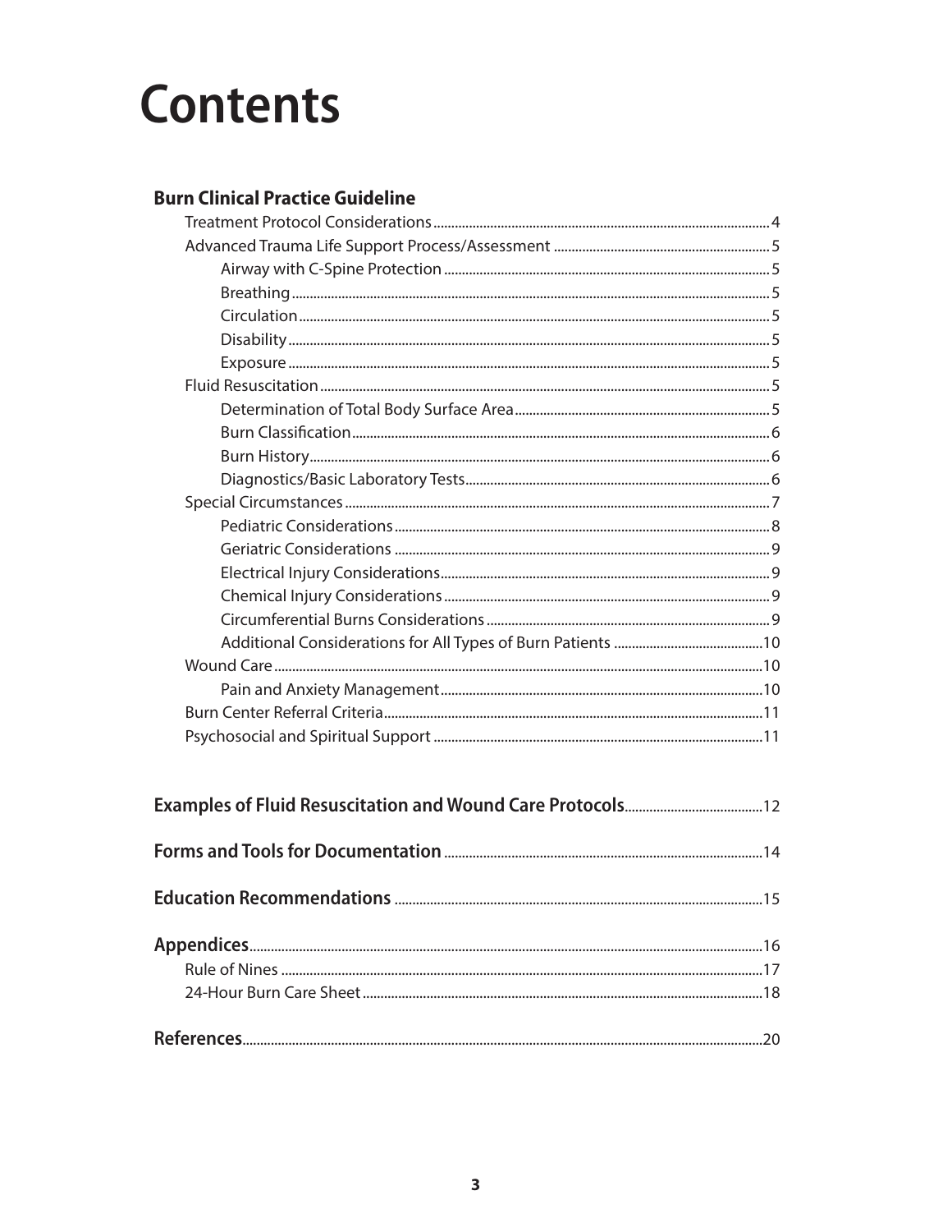# Contents

## Burn Clinical Practice Guideline

- Treatment Protocol Considerations ... 4
- Advanced Trauma Life Support Process/Assessment ... 5
  - Airway with C-Spine Protection ... 5
  - Breathing ... 5
  - Circulation ... 5
  - Disability ... 5
  - Exposure ... 5
- Fluid Resuscitation ... 5
  - Determination of Total Body Surface Area ... 5
  - Burn Classification ... 6
  - Burn History ... 6
  - Diagnostics/Basic Laboratory Tests ... 6
- Special Circumstances ... 7
  - Pediatric Considerations ... 8
  - Geriatric Considerations ... 9
  - Electrical Injury Considerations ... 9
  - Chemical Injury Considerations ... 9
  - Circumferential Burns Considerations ... 9
  - Additional Considerations for All Types of Burn Patients ... 10
- Wound Care ... 10
  - Pain and Anxiety Management ... 10
- Burn Center Referral Criteria ... 11
- Psychosocial and Spiritual Support ... 11

## Examples of Fluid Resuscitation and Wound Care Protocols ... 12

## Forms and Tools for Documentation ... 14

## Education Recommendations ... 15

## Appendices ... 16

- Rule of Nines ... 17
- 24-Hour Burn Care Sheet ... 18

## References ... 20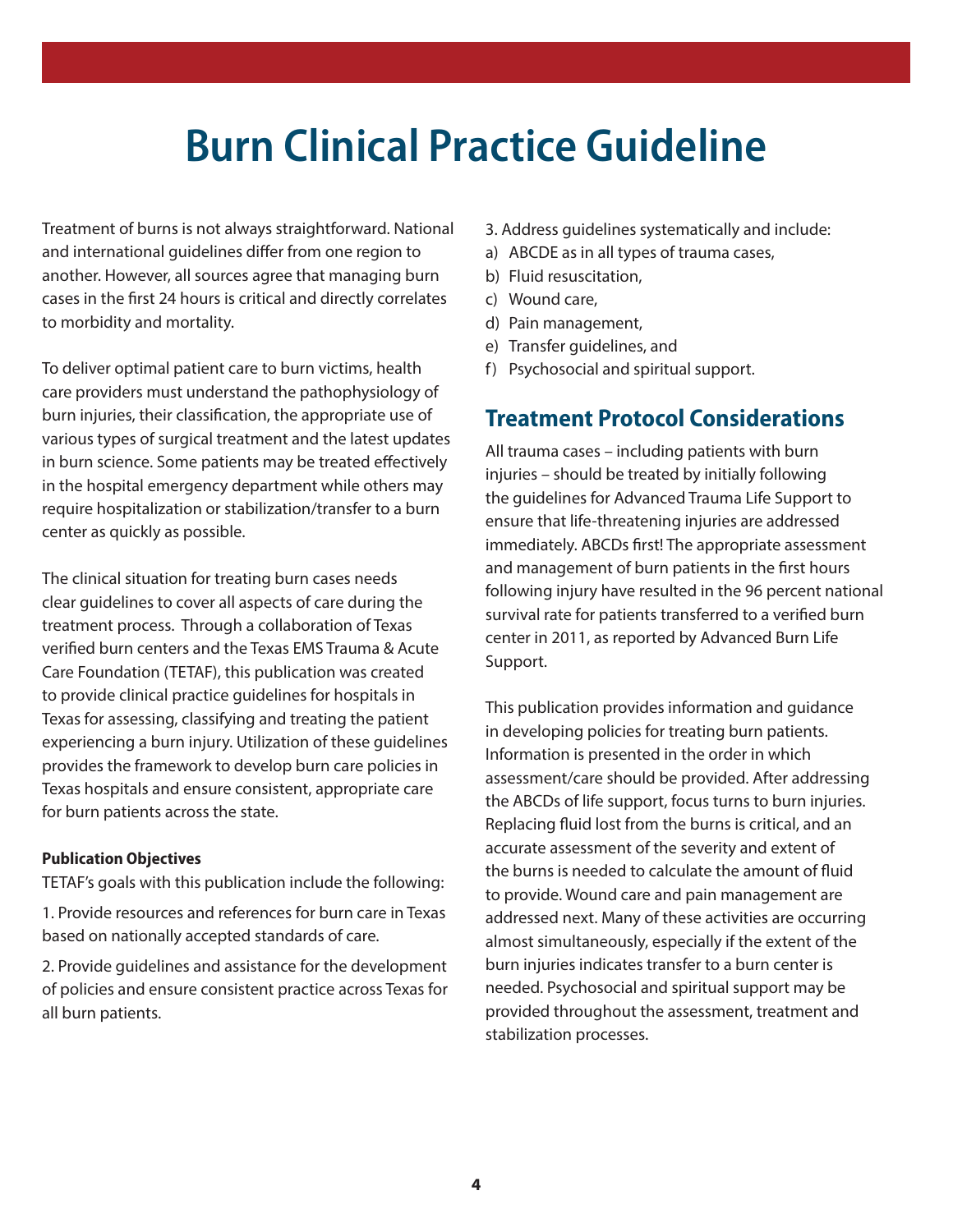# Burn Clinical Practice Guideline

Treatment of burns is not always straightforward. National and international guidelines differ from one region to another. However, all sources agree that managing burn cases in the first 24 hours is critical and directly correlates to morbidity and mortality.

To deliver optimal patient care to burn victims, health care providers must understand the pathophysiology of burn injuries, their classification, the appropriate use of various types of surgical treatment and the latest updates in burn science. Some patients may be treated effectively in the hospital emergency department while others may require hospitalization or stabilization/transfer to a burn center as quickly as possible.

The clinical situation for treating burn cases needs clear guidelines to cover all aspects of care during the treatment process. Through a collaboration of Texas verified burn centers and the Texas EMS Trauma & Acute Care Foundation (TETAF), this publication was created to provide clinical practice guidelines for hospitals in Texas for assessing, classifying and treating the patient experiencing a burn injury. Utilization of these guidelines provides the framework to develop burn care policies in Texas hospitals and ensure consistent, appropriate care for burn patients across the state.

**Publication Objectives**

TETAF's goals with this publication include the following:

1. Provide resources and references for burn care in Texas based on nationally accepted standards of care.

2. Provide guidelines and assistance for the development of policies and ensure consistent practice across Texas for all burn patients.

3. Address guidelines systematically and include:

a) ABCDE as in all types of trauma cases,
b) Fluid resuscitation,
c) Wound care,
d) Pain management,
e) Transfer guidelines, and
f) Psychosocial and spiritual support.

## Treatment Protocol Considerations

All trauma cases – including patients with burn injuries – should be treated by initially following the guidelines for Advanced Trauma Life Support to ensure that life-threatening injuries are addressed immediately. ABCDs first! The appropriate assessment and management of burn patients in the first hours following injury have resulted in the 96 percent national survival rate for patients transferred to a verified burn center in 2011, as reported by Advanced Burn Life Support.

This publication provides information and guidance in developing policies for treating burn patients. Information is presented in the order in which assessment/care should be provided. After addressing the ABCDs of life support, focus turns to burn injuries. Replacing fluid lost from the burns is critical, and an accurate assessment of the severity and extent of the burns is needed to calculate the amount of fluid to provide. Wound care and pain management are addressed next. Many of these activities are occurring almost simultaneously, especially if the extent of the burn injuries indicates transfer to a burn center is needed. Psychosocial and spiritual support may be provided throughout the assessment, treatment and stabilization processes.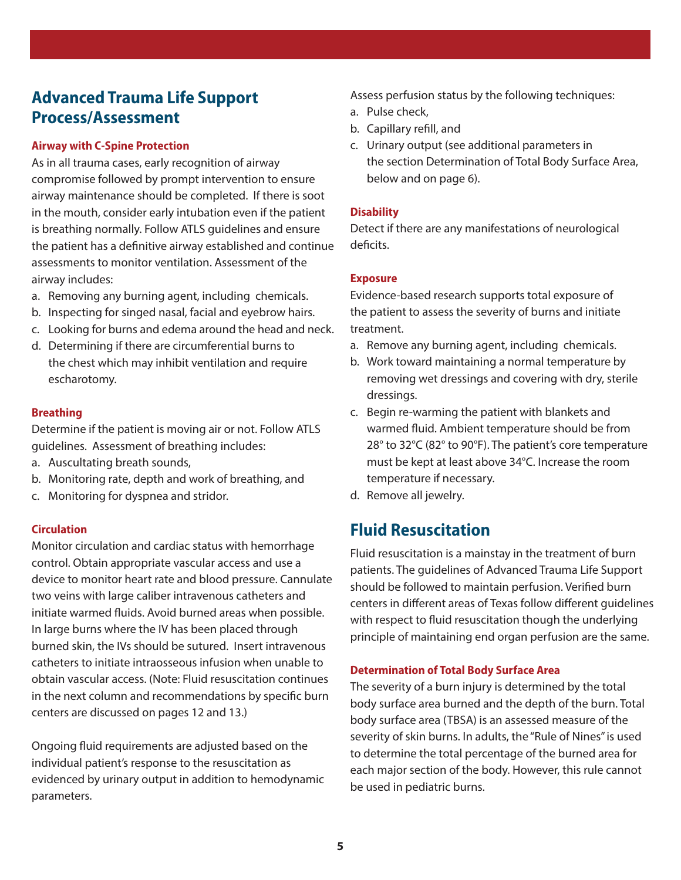## Advanced Trauma Life Support Process/Assessment

### Airway with C-Spine Protection

As in all trauma cases, early recognition of airway compromise followed by prompt intervention to ensure airway maintenance should be completed. If there is soot in the mouth, consider early intubation even if the patient is breathing normally. Follow ATLS guidelines and ensure the patient has a definitive airway established and continue assessments to monitor ventilation. Assessment of the airway includes:

a. Removing any burning agent, including chemicals.
b. Inspecting for singed nasal, facial and eyebrow hairs.
c. Looking for burns and edema around the head and neck.
d. Determining if there are circumferential burns to the chest which may inhibit ventilation and require escharotomy.

### Breathing

Determine if the patient is moving air or not. Follow ATLS guidelines. Assessment of breathing includes:

a. Auscultating breath sounds,
b. Monitoring rate, depth and work of breathing, and
c. Monitoring for dyspnea and stridor.

### Circulation

Monitor circulation and cardiac status with hemorrhage control. Obtain appropriate vascular access and use a device to monitor heart rate and blood pressure. Cannulate two veins with large caliber intravenous catheters and initiate warmed fluids. Avoid burned areas when possible. In large burns where the IV has been placed through burned skin, the IVs should be sutured. Insert intravenous catheters to initiate intraosseous infusion when unable to obtain vascular access. (Note: Fluid resuscitation continues in the next column and recommendations by specific burn centers are discussed on pages 12 and 13.)

Ongoing fluid requirements are adjusted based on the individual patient's response to the resuscitation as evidenced by urinary output in addition to hemodynamic parameters.

Assess perfusion status by the following techniques:

a. Pulse check,
b. Capillary refill, and
c. Urinary output (see additional parameters in the section Determination of Total Body Surface Area, below and on page 6).

### Disability

Detect if there are any manifestations of neurological deficits.

### Exposure

Evidence-based research supports total exposure of the patient to assess the severity of burns and initiate treatment.

a. Remove any burning agent, including chemicals.
b. Work toward maintaining a normal temperature by removing wet dressings and covering with dry, sterile dressings.
c. Begin re-warming the patient with blankets and warmed fluid. Ambient temperature should be from 28° to 32°C (82° to 90°F). The patient's core temperature must be kept at least above 34°C. Increase the room temperature if necessary.
d. Remove all jewelry.

## Fluid Resuscitation

Fluid resuscitation is a mainstay in the treatment of burn patients. The guidelines of Advanced Trauma Life Support should be followed to maintain perfusion. Verified burn centers in different areas of Texas follow different guidelines with respect to fluid resuscitation though the underlying principle of maintaining end organ perfusion are the same.

### Determination of Total Body Surface Area

The severity of a burn injury is determined by the total body surface area burned and the depth of the burn. Total body surface area (TBSA) is an assessed measure of the severity of skin burns. In adults, the "Rule of Nines" is used to determine the total percentage of the burned area for each major section of the body. However, this rule cannot be used in pediatric burns.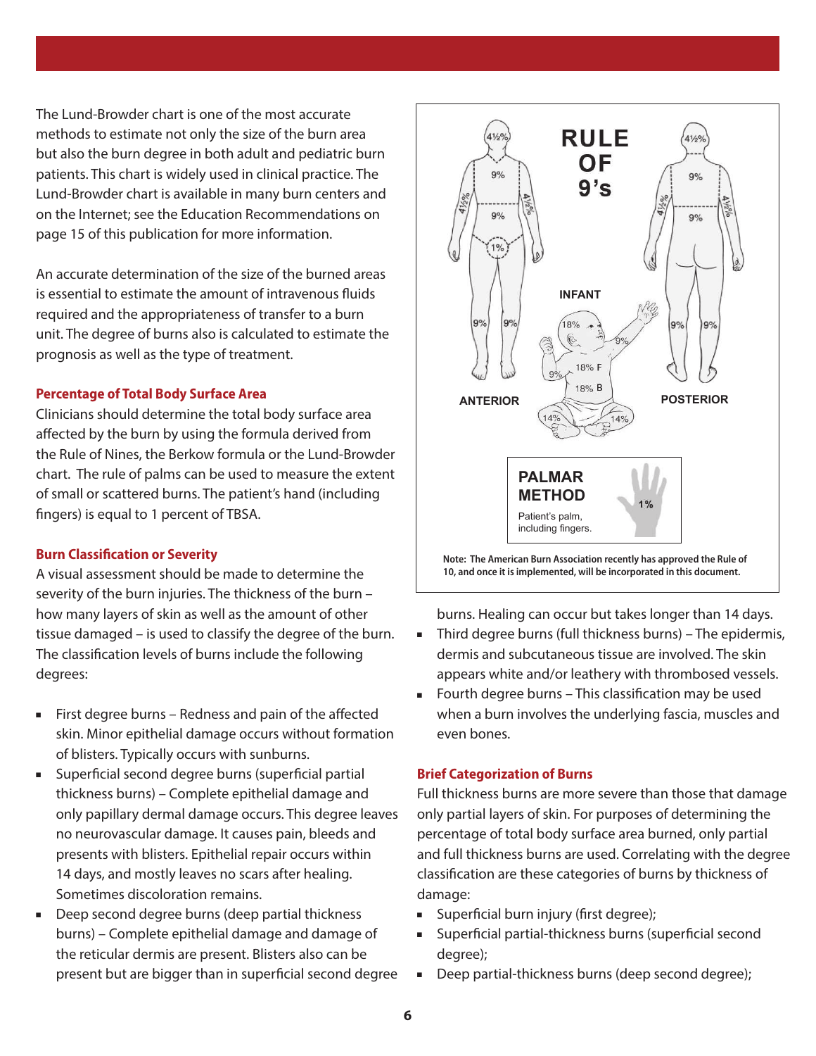The Lund-Browder chart is one of the most accurate methods to estimate not only the size of the burn area but also the burn degree in both adult and pediatric burn patients. This chart is widely used in clinical practice. The Lund-Browder chart is available in many burn centers and on the Internet; see the Education Recommendations on page 15 of this publication for more information.

An accurate determination of the size of the burned areas is essential to estimate the amount of intravenous fluids required and the appropriateness of transfer to a burn unit. The degree of burns also is calculated to estimate the prognosis as well as the type of treatment.

### Percentage of Total Body Surface Area

Clinicians should determine the total body surface area affected by the burn by using the formula derived from the Rule of Nines, the Berkow formula or the Lund-Browder chart. The rule of palms can be used to measure the extent of small or scattered burns. The patient's hand (including fingers) is equal to 1 percent of TBSA.

### Burn Classification or Severity

A visual assessment should be made to determine the severity of the burn injuries. The thickness of the burn – how many layers of skin as well as the amount of other tissue damaged – is used to classify the degree of the burn. The classification levels of burns include the following degrees:

- First degree burns – Redness and pain of the affected skin. Minor epithelial damage occurs without formation of blisters. Typically occurs with sunburns.
- Superficial second degree burns (superficial partial thickness burns) – Complete epithelial damage and only papillary dermal damage occurs. This degree leaves no neurovascular damage. It causes pain, bleeds and presents with blisters. Epithelial repair occurs within 14 days, and mostly leaves no scars after healing. Sometimes discoloration remains.
- Deep second degree burns (deep partial thickness burns) – Complete epithelial damage and damage of the reticular dermis are present. Blisters also can be present but are bigger than in superficial second degree burns. Healing can occur but takes longer than 14 days.
- Third degree burns (full thickness burns) – The epidermis, dermis and subcutaneous tissue are involved. The skin appears white and/or leathery with thrombosed vessels.
- Fourth degree burns – This classification may be used when a burn involves the underlying fascia, muscles and even bones.

RULE OF 9's

ANTERIOR — INFANT — POSTERIOR

PALMAR METHOD — Patient's palm, including fingers. 1%

**Note: The American Burn Association recently has approved the Rule of 10, and once it is implemented, will be incorporated in this document.**

### Brief Categorization of Burns

Full thickness burns are more severe than those that damage only partial layers of skin. For purposes of determining the percentage of total body surface area burned, only partial and full thickness burns are used. Correlating with the degree classification are these categories of burns by thickness of damage:

- Superficial burn injury (first degree);
- Superficial partial-thickness burns (superficial second degree);
- Deep partial-thickness burns (deep second degree);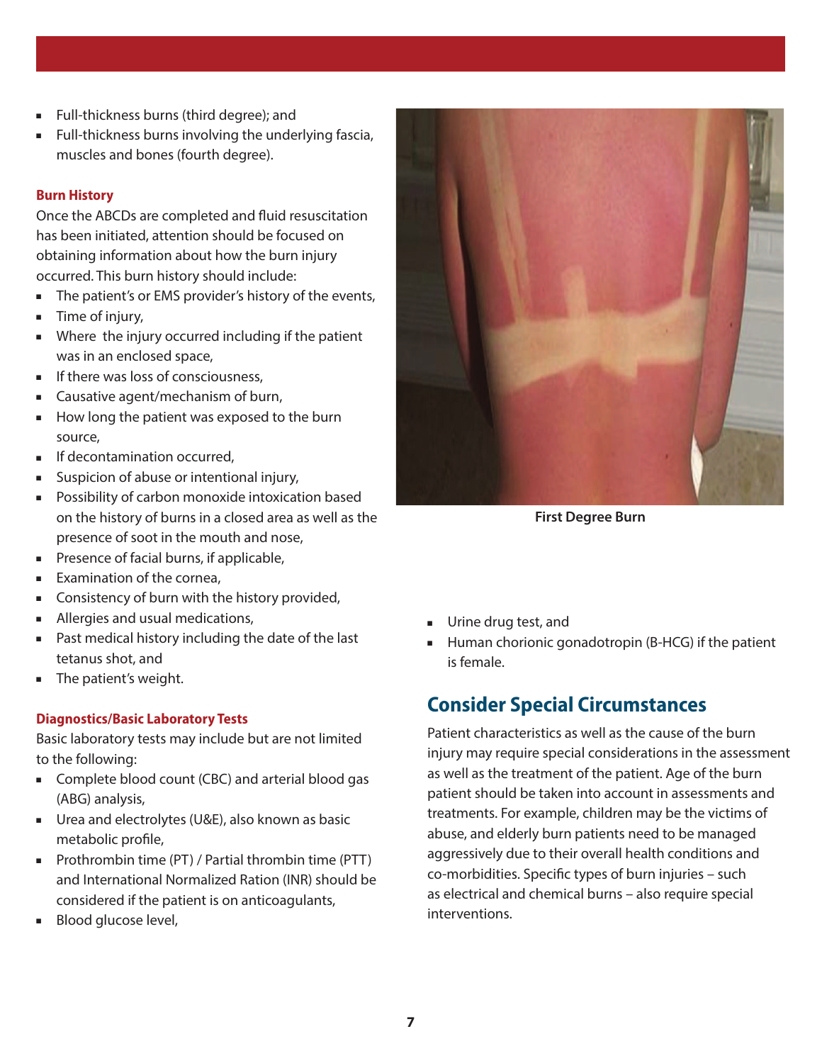- Full-thickness burns (third degree); and
- Full-thickness burns involving the underlying fascia, muscles and bones (fourth degree).

**Burn History**

Once the ABCDs are completed and fluid resuscitation has been initiated, attention should be focused on obtaining information about how the burn injury occurred. This burn history should include:

- The patient's or EMS provider's history of the events,
- Time of injury,
- Where the injury occurred including if the patient was in an enclosed space,
- If there was loss of consciousness,
- Causative agent/mechanism of burn,
- How long the patient was exposed to the burn source,
- If decontamination occurred,
- Suspicion of abuse or intentional injury,
- Possibility of carbon monoxide intoxication based on the history of burns in a closed area as well as the presence of soot in the mouth and nose,
- Presence of facial burns, if applicable,
- Examination of the cornea,
- Consistency of burn with the history provided,
- Allergies and usual medications,
- Past medical history including the date of the last tetanus shot, and
- The patient's weight.

**Diagnostics/Basic Laboratory Tests**

Basic laboratory tests may include but are not limited to the following:

- Complete blood count (CBC) and arterial blood gas (ABG) analysis,
- Urea and electrolytes (U&E), also known as basic metabolic profile,
- Prothrombin time (PT) / Partial thrombin time (PTT) and International Normalized Ration (INR) should be considered if the patient is on anticoagulants,
- Blood glucose level,
- Urine drug test, and
- Human chorionic gonadotropin (B-HCG) if the patient is female.

**First Degree Burn**

## Consider Special Circumstances

Patient characteristics as well as the cause of the burn injury may require special considerations in the assessment as well as the treatment of the patient. Age of the burn patient should be taken into account in assessments and treatments. For example, children may be the victims of abuse, and elderly burn patients need to be managed aggressively due to their overall health conditions and co-morbidities. Specific types of burn injuries – such as electrical and chemical burns – also require special interventions.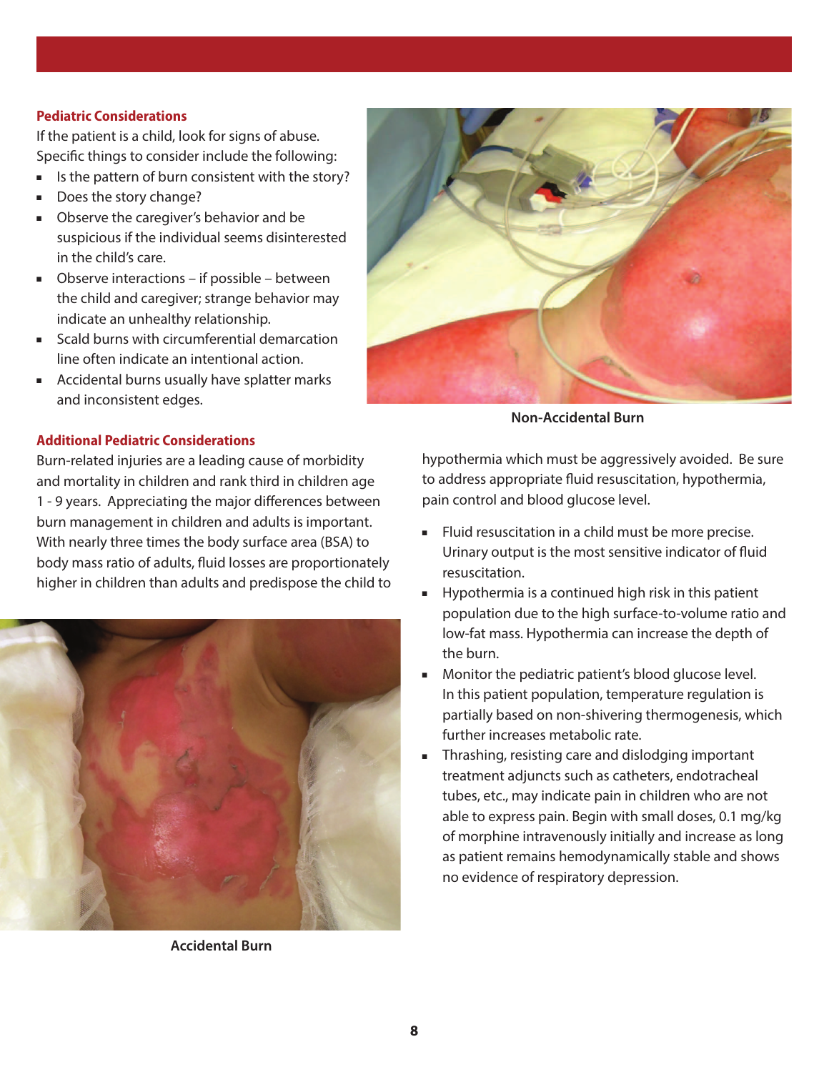### Pediatric Considerations

If the patient is a child, look for signs of abuse. Specific things to consider include the following:

- Is the pattern of burn consistent with the story?
- Does the story change?
- Observe the caregiver's behavior and be suspicious if the individual seems disinterested in the child's care.
- Observe interactions – if possible – between the child and caregiver; strange behavior may indicate an unhealthy relationship.
- Scald burns with circumferential demarcation line often indicate an intentional action.
- Accidental burns usually have splatter marks and inconsistent edges.

**Non-Accidental Burn**

### Additional Pediatric Considerations

Burn-related injuries are a leading cause of morbidity and mortality in children and rank third in children age 1 - 9 years. Appreciating the major differences between burn management in children and adults is important. With nearly three times the body surface area (BSA) to body mass ratio of adults, fluid losses are proportionately higher in children than adults and predispose the child to hypothermia which must be aggressively avoided. Be sure to address appropriate fluid resuscitation, hypothermia, pain control and blood glucose level.

**Accidental Burn**

- Fluid resuscitation in a child must be more precise. Urinary output is the most sensitive indicator of fluid resuscitation.
- Hypothermia is a continued high risk in this patient population due to the high surface-to-volume ratio and low-fat mass. Hypothermia can increase the depth of the burn.
- Monitor the pediatric patient's blood glucose level. In this patient population, temperature regulation is partially based on non-shivering thermogenesis, which further increases metabolic rate.
- Thrashing, resisting care and dislodging important treatment adjuncts such as catheters, endotracheal tubes, etc., may indicate pain in children who are not able to express pain. Begin with small doses, 0.1 mg/kg of morphine intravenously initially and increase as long as patient remains hemodynamically stable and shows no evidence of respiratory depression.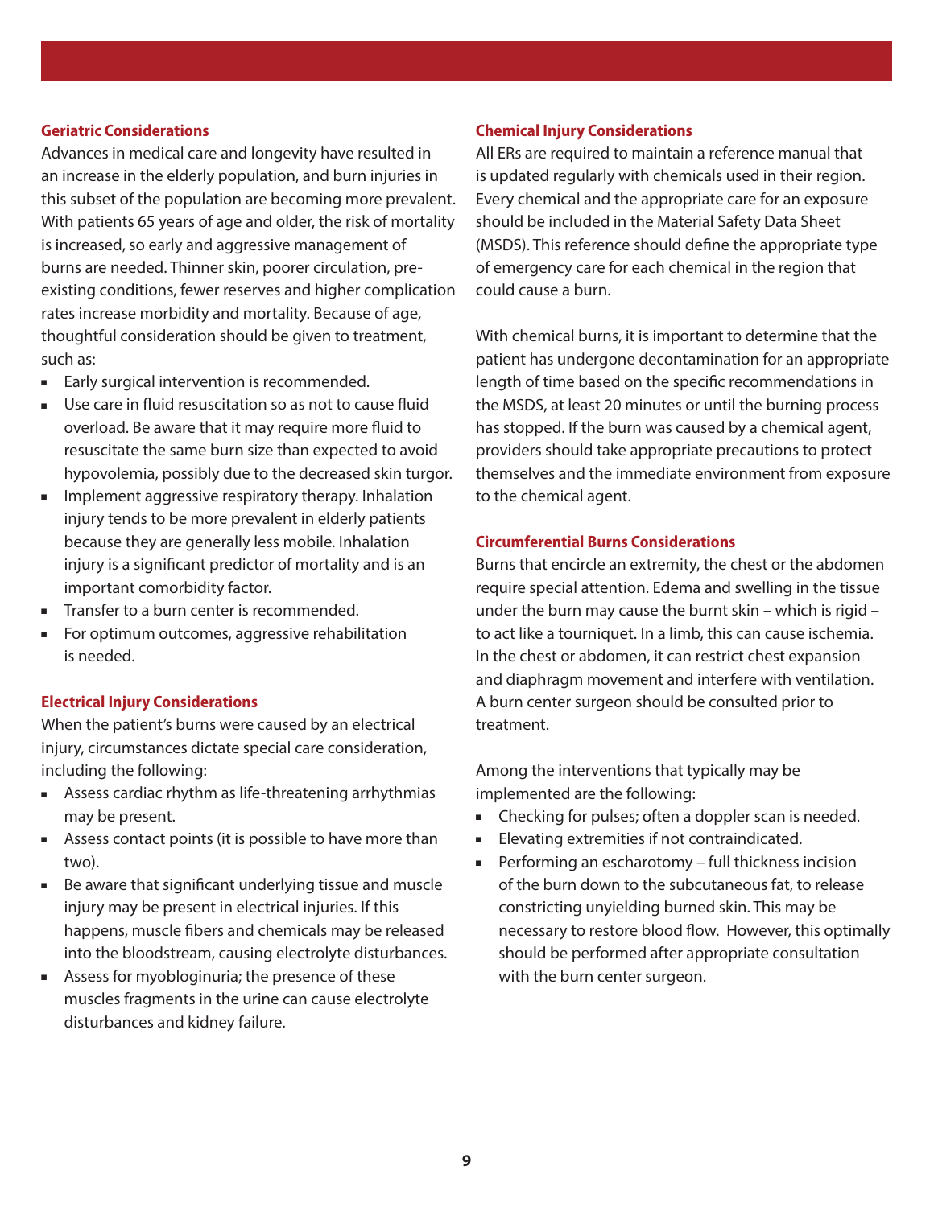### Geriatric Considerations

Advances in medical care and longevity have resulted in an increase in the elderly population, and burn injuries in this subset of the population are becoming more prevalent. With patients 65 years of age and older, the risk of mortality is increased, so early and aggressive management of burns are needed. Thinner skin, poorer circulation, pre-existing conditions, fewer reserves and higher complication rates increase morbidity and mortality. Because of age, thoughtful consideration should be given to treatment, such as:

- Early surgical intervention is recommended.
- Use care in fluid resuscitation so as not to cause fluid overload. Be aware that it may require more fluid to resuscitate the same burn size than expected to avoid hypovolemia, possibly due to the decreased skin turgor.
- Implement aggressive respiratory therapy. Inhalation injury tends to be more prevalent in elderly patients because they are generally less mobile. Inhalation injury is a significant predictor of mortality and is an important comorbidity factor.
- Transfer to a burn center is recommended.
- For optimum outcomes, aggressive rehabilitation is needed.

### Electrical Injury Considerations

When the patient's burns were caused by an electrical injury, circumstances dictate special care consideration, including the following:

- Assess cardiac rhythm as life-threatening arrhythmias may be present.
- Assess contact points (it is possible to have more than two).
- Be aware that significant underlying tissue and muscle injury may be present in electrical injuries. If this happens, muscle fibers and chemicals may be released into the bloodstream, causing electrolyte disturbances.
- Assess for myobloginuria; the presence of these muscles fragments in the urine can cause electrolyte disturbances and kidney failure.

### Chemical Injury Considerations

All ERs are required to maintain a reference manual that is updated regularly with chemicals used in their region. Every chemical and the appropriate care for an exposure should be included in the Material Safety Data Sheet (MSDS). This reference should define the appropriate type of emergency care for each chemical in the region that could cause a burn.

With chemical burns, it is important to determine that the patient has undergone decontamination for an appropriate length of time based on the specific recommendations in the MSDS, at least 20 minutes or until the burning process has stopped. If the burn was caused by a chemical agent, providers should take appropriate precautions to protect themselves and the immediate environment from exposure to the chemical agent.

### Circumferential Burns Considerations

Burns that encircle an extremity, the chest or the abdomen require special attention. Edema and swelling in the tissue under the burn may cause the burnt skin – which is rigid – to act like a tourniquet. In a limb, this can cause ischemia. In the chest or abdomen, it can restrict chest expansion and diaphragm movement and interfere with ventilation. A burn center surgeon should be consulted prior to treatment.

Among the interventions that typically may be implemented are the following:

- Checking for pulses; often a doppler scan is needed.
- Elevating extremities if not contraindicated.
- Performing an escharotomy – full thickness incision of the burn down to the subcutaneous fat, to release constricting unyielding burned skin. This may be necessary to restore blood flow. However, this optimally should be performed after appropriate consultation with the burn center surgeon.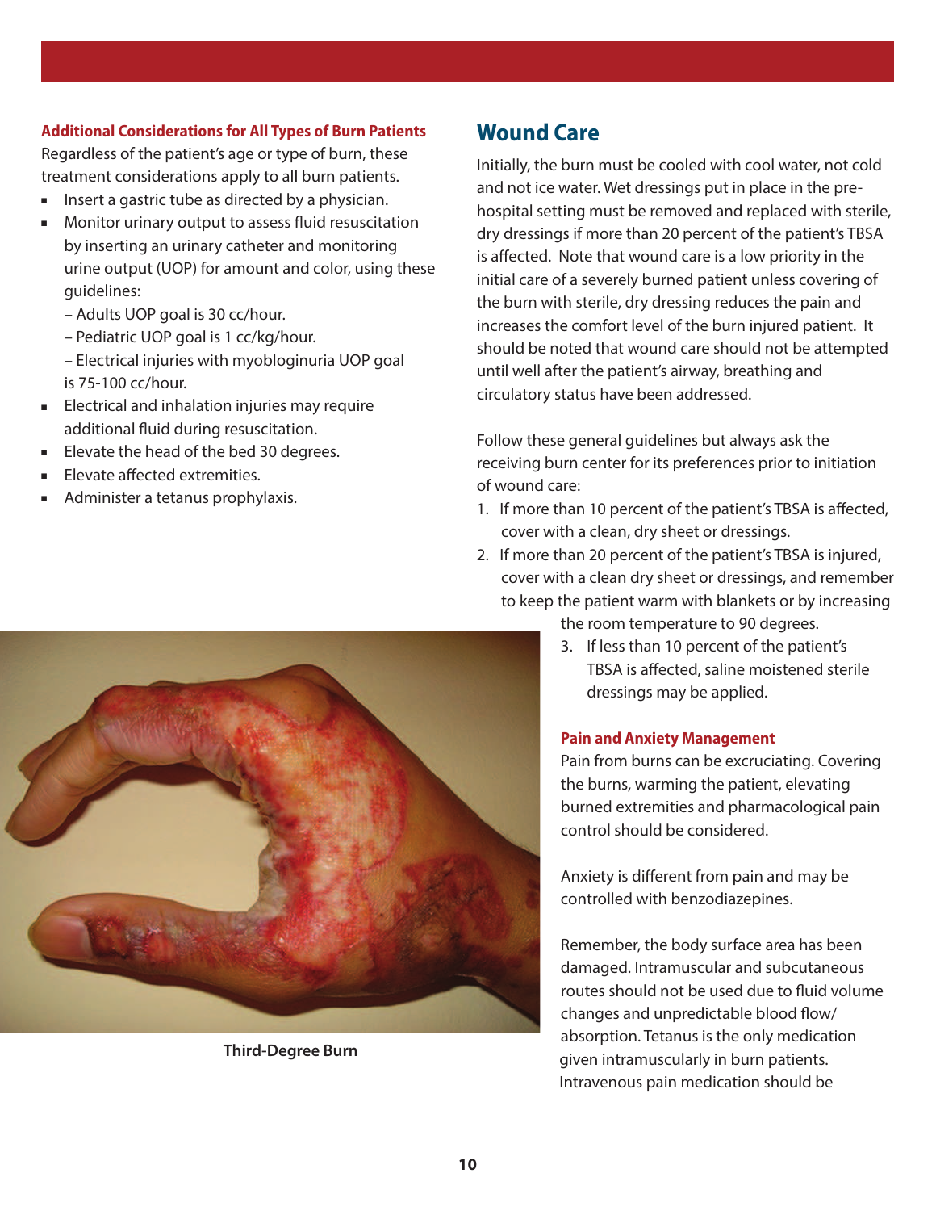**Additional Considerations for All Types of Burn Patients**

Regardless of the patient's age or type of burn, these treatment considerations apply to all burn patients.

- Insert a gastric tube as directed by a physician.
- Monitor urinary output to assess fluid resuscitation by inserting an urinary catheter and monitoring urine output (UOP) for amount and color, using these guidelines:
  - – Adults UOP goal is 30 cc/hour.
  - – Pediatric UOP goal is 1 cc/kg/hour.
  - – Electrical injuries with myobloginuria UOP goal is 75-100 cc/hour.
- Electrical and inhalation injuries may require additional fluid during resuscitation.
- Elevate the head of the bed 30 degrees.
- Elevate affected extremities.
- Administer a tetanus prophylaxis.

Third-Degree Burn

## Wound Care

Initially, the burn must be cooled with cool water, not cold and not ice water. Wet dressings put in place in the pre-hospital setting must be removed and replaced with sterile, dry dressings if more than 20 percent of the patient's TBSA is affected. Note that wound care is a low priority in the initial care of a severely burned patient unless covering of the burn with sterile, dry dressing reduces the pain and increases the comfort level of the burn injured patient. It should be noted that wound care should not be attempted until well after the patient's airway, breathing and circulatory status have been addressed.

Follow these general guidelines but always ask the receiving burn center for its preferences prior to initiation of wound care:

1. If more than 10 percent of the patient's TBSA is affected, cover with a clean, dry sheet or dressings.
2. If more than 20 percent of the patient's TBSA is injured, cover with a clean dry sheet or dressings, and remember to keep the patient warm with blankets or by increasing the room temperature to 90 degrees.
3. If less than 10 percent of the patient's TBSA is affected, saline moistened sterile dressings may be applied.

**Pain and Anxiety Management**

Pain from burns can be excruciating. Covering the burns, warming the patient, elevating burned extremities and pharmacological pain control should be considered.

Anxiety is different from pain and may be controlled with benzodiazepines.

Remember, the body surface area has been damaged. Intramuscular and subcutaneous routes should not be used due to fluid volume changes and unpredictable blood flow/absorption. Tetanus is the only medication given intramuscularly in burn patients. Intravenous pain medication should be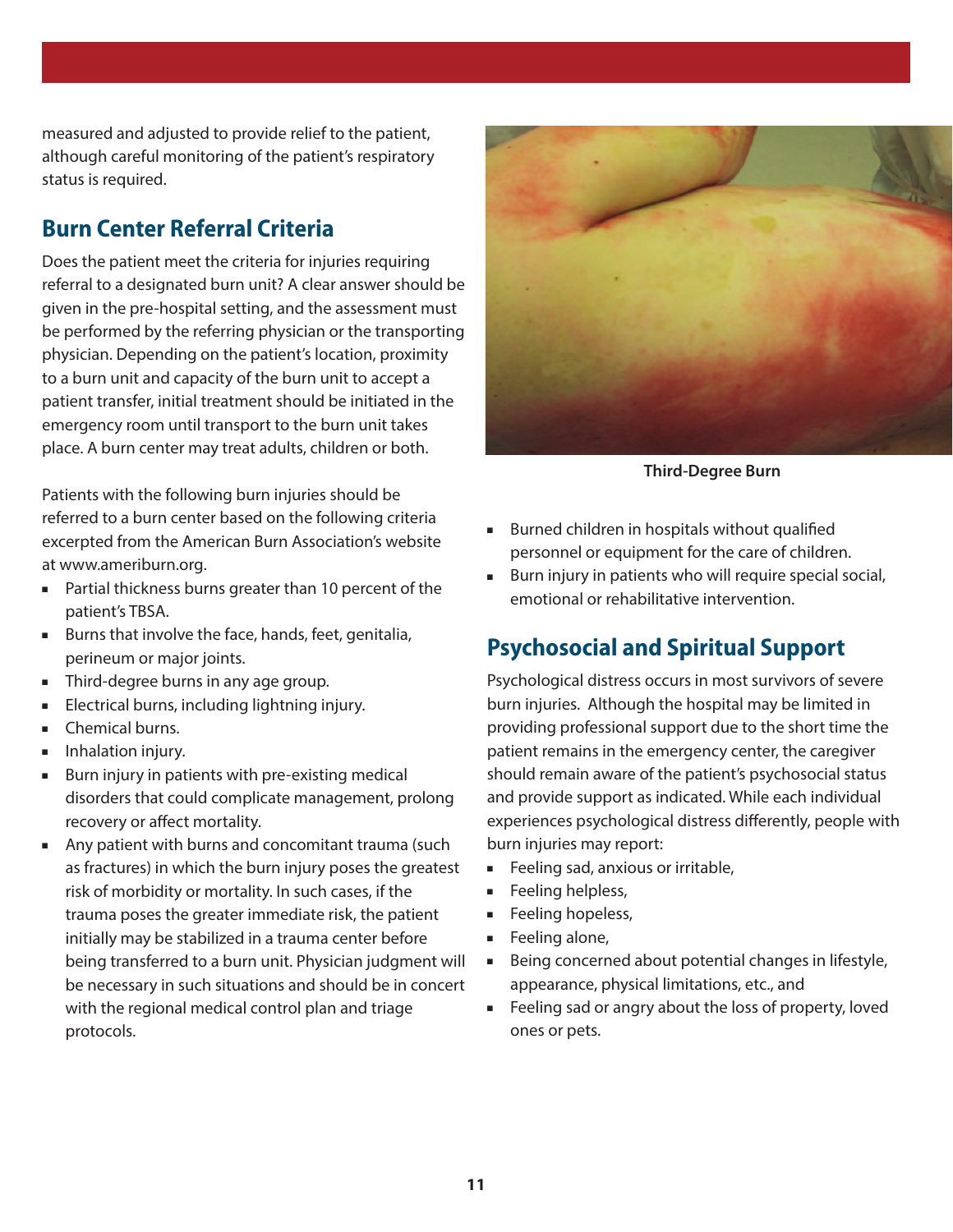measured and adjusted to provide relief to the patient, although careful monitoring of the patient's respiratory status is required.

## Burn Center Referral Criteria

Does the patient meet the criteria for injuries requiring referral to a designated burn unit? A clear answer should be given in the pre-hospital setting, and the assessment must be performed by the referring physician or the transporting physician. Depending on the patient's location, proximity to a burn unit and capacity of the burn unit to accept a patient transfer, initial treatment should be initiated in the emergency room until transport to the burn unit takes place. A burn center may treat adults, children or both.

Patients with the following burn injuries should be referred to a burn center based on the following criteria excerpted from the American Burn Association's website at www.ameriburn.org.

- Partial thickness burns greater than 10 percent of the patient's TBSA.
- Burns that involve the face, hands, feet, genitalia, perineum or major joints.
- Third-degree burns in any age group.
- Electrical burns, including lightning injury.
- Chemical burns.
- Inhalation injury.
- Burn injury in patients with pre-existing medical disorders that could complicate management, prolong recovery or affect mortality.
- Any patient with burns and concomitant trauma (such as fractures) in which the burn injury poses the greatest risk of morbidity or mortality. In such cases, if the trauma poses the greater immediate risk, the patient initially may be stabilized in a trauma center before being transferred to a burn unit. Physician judgment will be necessary in such situations and should be in concert with the regional medical control plan and triage protocols.

**Third-Degree Burn**

- Burned children in hospitals without qualified personnel or equipment for the care of children.
- Burn injury in patients who will require special social, emotional or rehabilitative intervention.

## Psychosocial and Spiritual Support

Psychological distress occurs in most survivors of severe burn injuries. Although the hospital may be limited in providing professional support due to the short time the patient remains in the emergency center, the caregiver should remain aware of the patient's psychosocial status and provide support as indicated. While each individual experiences psychological distress differently, people with burn injuries may report:

- Feeling sad, anxious or irritable,
- Feeling helpless,
- Feeling hopeless,
- Feeling alone,
- Being concerned about potential changes in lifestyle, appearance, physical limitations, etc., and
- Feeling sad or angry about the loss of property, loved ones or pets.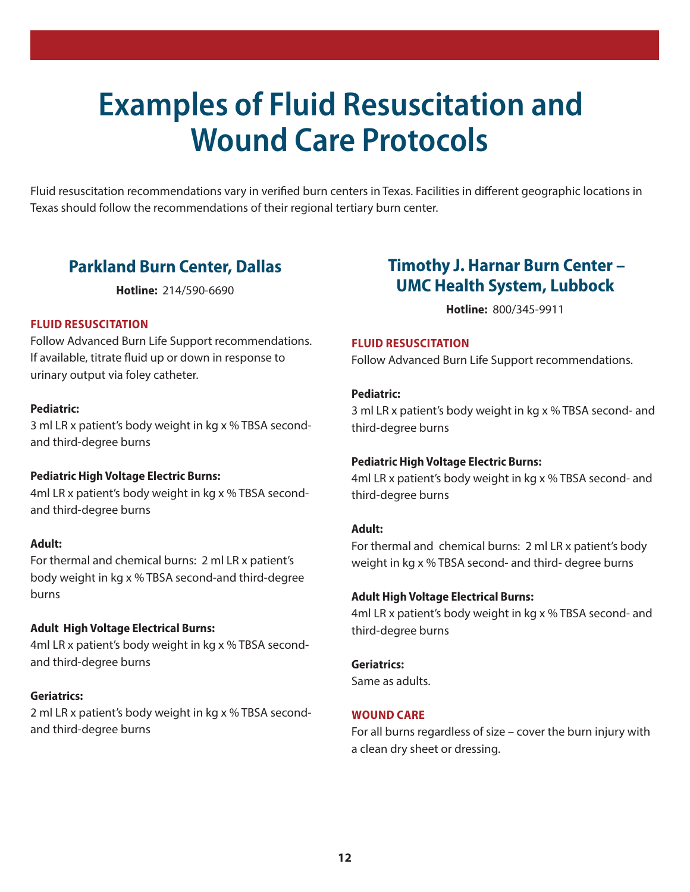# Examples of Fluid Resuscitation and Wound Care Protocols

Fluid resuscitation recommendations vary in verified burn centers in Texas. Facilities in different geographic locations in Texas should follow the recommendations of their regional tertiary burn center.

## Parkland Burn Center, Dallas

**Hotline:** 214/590-6690

**FLUID RESUSCITATION**

Follow Advanced Burn Life Support recommendations. If available, titrate fluid up or down in response to urinary output via foley catheter.

**Pediatric:**

3 ml LR x patient's body weight in kg x % TBSA second- and third-degree burns

**Pediatric High Voltage Electric Burns:**

4ml LR x patient's body weight in kg x % TBSA second- and third-degree burns

**Adult:**

For thermal and chemical burns: 2 ml LR x patient's body weight in kg x % TBSA second-and third-degree burns

**Adult High Voltage Electrical Burns:**

4ml LR x patient's body weight in kg x % TBSA second- and third-degree burns

**Geriatrics:**

2 ml LR x patient's body weight in kg x % TBSA second- and third-degree burns

## Timothy J. Harnar Burn Center – UMC Health System, Lubbock

**Hotline:** 800/345-9911

**FLUID RESUSCITATION**

Follow Advanced Burn Life Support recommendations.

**Pediatric:**

3 ml LR x patient's body weight in kg x % TBSA second- and third-degree burns

**Pediatric High Voltage Electric Burns:**

4ml LR x patient's body weight in kg x % TBSA second- and third-degree burns

**Adult:**

For thermal and chemical burns: 2 ml LR x patient's body weight in kg x % TBSA second- and third- degree burns

**Adult High Voltage Electrical Burns:**

4ml LR x patient's body weight in kg x % TBSA second- and third-degree burns

**Geriatrics:**

Same as adults.

**WOUND CARE**

For all burns regardless of size – cover the burn injury with a clean dry sheet or dressing.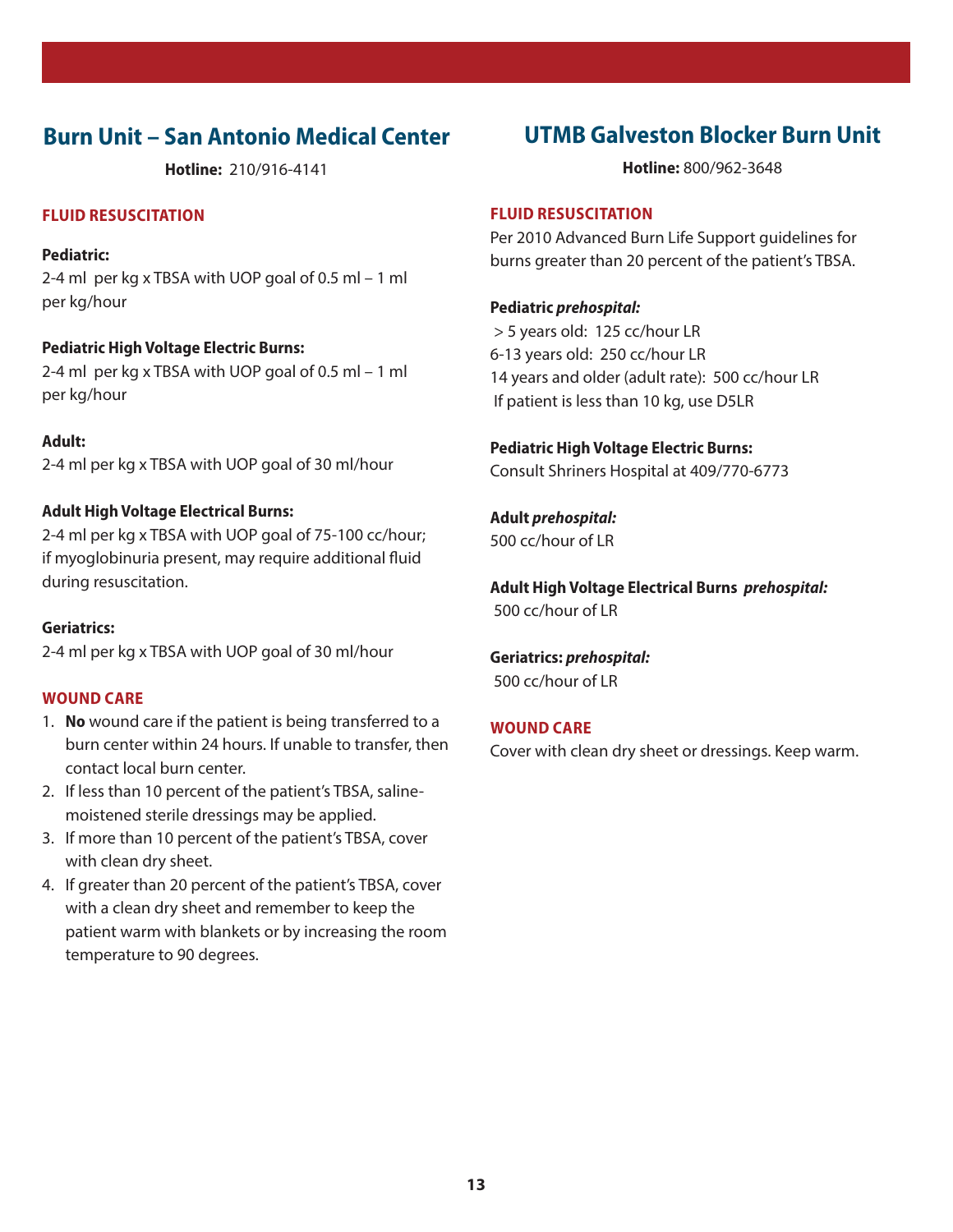## Burn Unit – San Antonio Medical Center

**Hotline:** 210/916-4141

### FLUID RESUSCITATION

**Pediatric:**
2-4 ml per kg x TBSA with UOP goal of 0.5 ml – 1 ml per kg/hour

**Pediatric High Voltage Electric Burns:**
2-4 ml per kg x TBSA with UOP goal of 0.5 ml – 1 ml per kg/hour

**Adult:**
2-4 ml per kg x TBSA with UOP goal of 30 ml/hour

**Adult High Voltage Electrical Burns:**
2-4 ml per kg x TBSA with UOP goal of 75-100 cc/hour; if myoglobinuria present, may require additional fluid during resuscitation.

**Geriatrics:**
2-4 ml per kg x TBSA with UOP goal of 30 ml/hour

### WOUND CARE

1. **No** wound care if the patient is being transferred to a burn center within 24 hours. If unable to transfer, then contact local burn center.
2. If less than 10 percent of the patient's TBSA, saline-moistened sterile dressings may be applied.
3. If more than 10 percent of the patient's TBSA, cover with clean dry sheet.
4. If greater than 20 percent of the patient's TBSA, cover with a clean dry sheet and remember to keep the patient warm with blankets or by increasing the room temperature to 90 degrees.

## UTMB Galveston Blocker Burn Unit

**Hotline:** 800/962-3648

### FLUID RESUSCITATION

Per 2010 Advanced Burn Life Support guidelines for burns greater than 20 percent of the patient's TBSA.

**Pediatric *prehospital:***
> 5 years old: 125 cc/hour LR
6-13 years old: 250 cc/hour LR
14 years and older (adult rate): 500 cc/hour LR
If patient is less than 10 kg, use D5LR

**Pediatric High Voltage Electric Burns:**
Consult Shriners Hospital at 409/770-6773

**Adult *prehospital:***
500 cc/hour of LR

**Adult High Voltage Electrical Burns *prehospital:***
500 cc/hour of LR

**Geriatrics: *prehospital:***
500 cc/hour of LR

### WOUND CARE

Cover with clean dry sheet or dressings. Keep warm.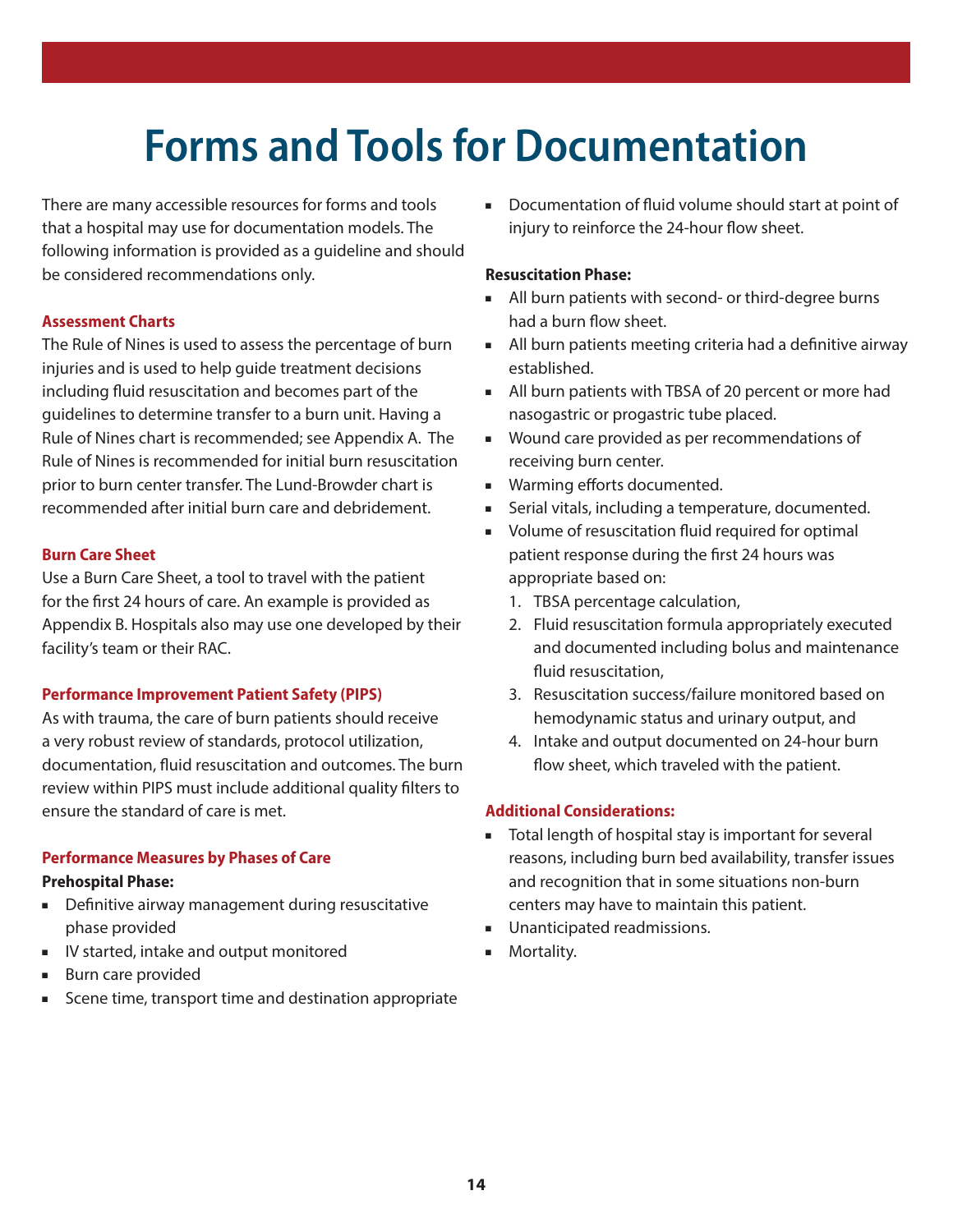# Forms and Tools for Documentation

There are many accessible resources for forms and tools that a hospital may use for documentation models. The following information is provided as a guideline and should be considered recommendations only.

### Assessment Charts

The Rule of Nines is used to assess the percentage of burn injuries and is used to help guide treatment decisions including fluid resuscitation and becomes part of the guidelines to determine transfer to a burn unit. Having a Rule of Nines chart is recommended; see Appendix A. The Rule of Nines is recommended for initial burn resuscitation prior to burn center transfer. The Lund-Browder chart is recommended after initial burn care and debridement.

### Burn Care Sheet

Use a Burn Care Sheet, a tool to travel with the patient for the first 24 hours of care. An example is provided as Appendix B. Hospitals also may use one developed by their facility's team or their RAC.

### Performance Improvement Patient Safety (PIPS)

As with trauma, the care of burn patients should receive a very robust review of standards, protocol utilization, documentation, fluid resuscitation and outcomes. The burn review within PIPS must include additional quality filters to ensure the standard of care is met.

### Performance Measures by Phases of Care

**Prehospital Phase:**

- Definitive airway management during resuscitative phase provided
- IV started, intake and output monitored
- Burn care provided
- Scene time, transport time and destination appropriate
- Documentation of fluid volume should start at point of injury to reinforce the 24-hour flow sheet.

**Resuscitation Phase:**

- All burn patients with second- or third-degree burns had a burn flow sheet.
- All burn patients meeting criteria had a definitive airway established.
- All burn patients with TBSA of 20 percent or more had nasogastric or progastric tube placed.
- Wound care provided as per recommendations of receiving burn center.
- Warming efforts documented.
- Serial vitals, including a temperature, documented.
- Volume of resuscitation fluid required for optimal patient response during the first 24 hours was appropriate based on:
  1. TBSA percentage calculation,
  2. Fluid resuscitation formula appropriately executed and documented including bolus and maintenance fluid resuscitation,
  3. Resuscitation success/failure monitored based on hemodynamic status and urinary output, and
  4. Intake and output documented on 24-hour burn flow sheet, which traveled with the patient.

### Additional Considerations:

- Total length of hospital stay is important for several reasons, including burn bed availability, transfer issues and recognition that in some situations non-burn centers may have to maintain this patient.
- Unanticipated readmissions.
- Mortality.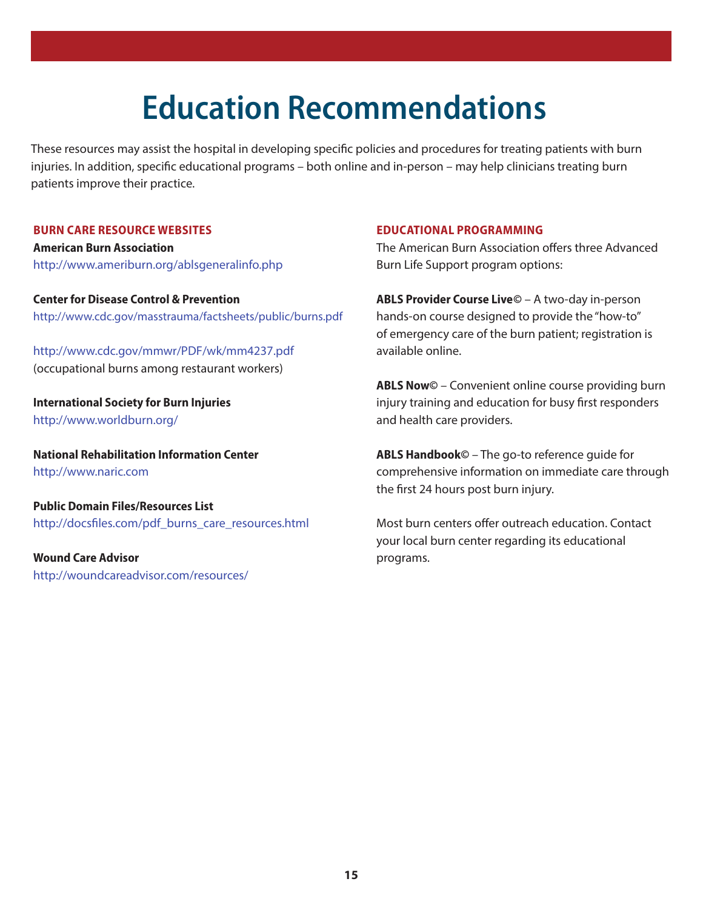# Education Recommendations

These resources may assist the hospital in developing specific policies and procedures for treating patients with burn injuries. In addition, specific educational programs – both online and in-person – may help clinicians treating burn patients improve their practice.

## BURN CARE RESOURCE WEBSITES

**American Burn Association**
http://www.ameriburn.org/ablsgeneralinfo.php

**Center for Disease Control & Prevention**
http://www.cdc.gov/masstrauma/factsheets/public/burns.pdf

http://www.cdc.gov/mmwr/PDF/wk/mm4237.pdf
(occupational burns among restaurant workers)

**International Society for Burn Injuries**
http://www.worldburn.org/

**National Rehabilitation Information Center**
http://www.naric.com

**Public Domain Files/Resources List**
http://docsfiles.com/pdf_burns_care_resources.html

**Wound Care Advisor**
http://woundcareadvisor.com/resources/

## EDUCATIONAL PROGRAMMING

The American Burn Association offers three Advanced Burn Life Support program options:

**ABLS Provider Course Live©** – A two-day in-person hands-on course designed to provide the "how-to" of emergency care of the burn patient; registration is available online.

**ABLS Now©** – Convenient online course providing burn injury training and education for busy first responders and health care providers.

**ABLS Handbook©** – The go-to reference guide for comprehensive information on immediate care through the first 24 hours post burn injury.

Most burn centers offer outreach education. Contact your local burn center regarding its educational programs.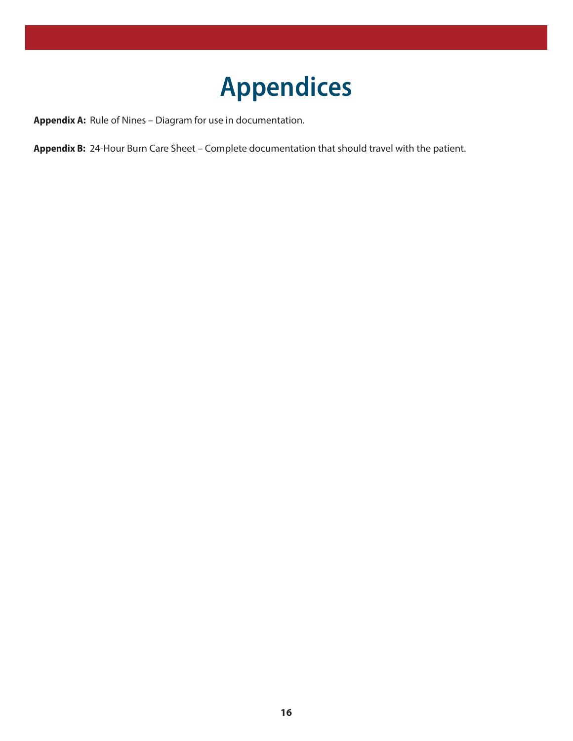# Appendices

**Appendix A:** Rule of Nines – Diagram for use in documentation.

**Appendix B:** 24-Hour Burn Care Sheet – Complete documentation that should travel with the patient.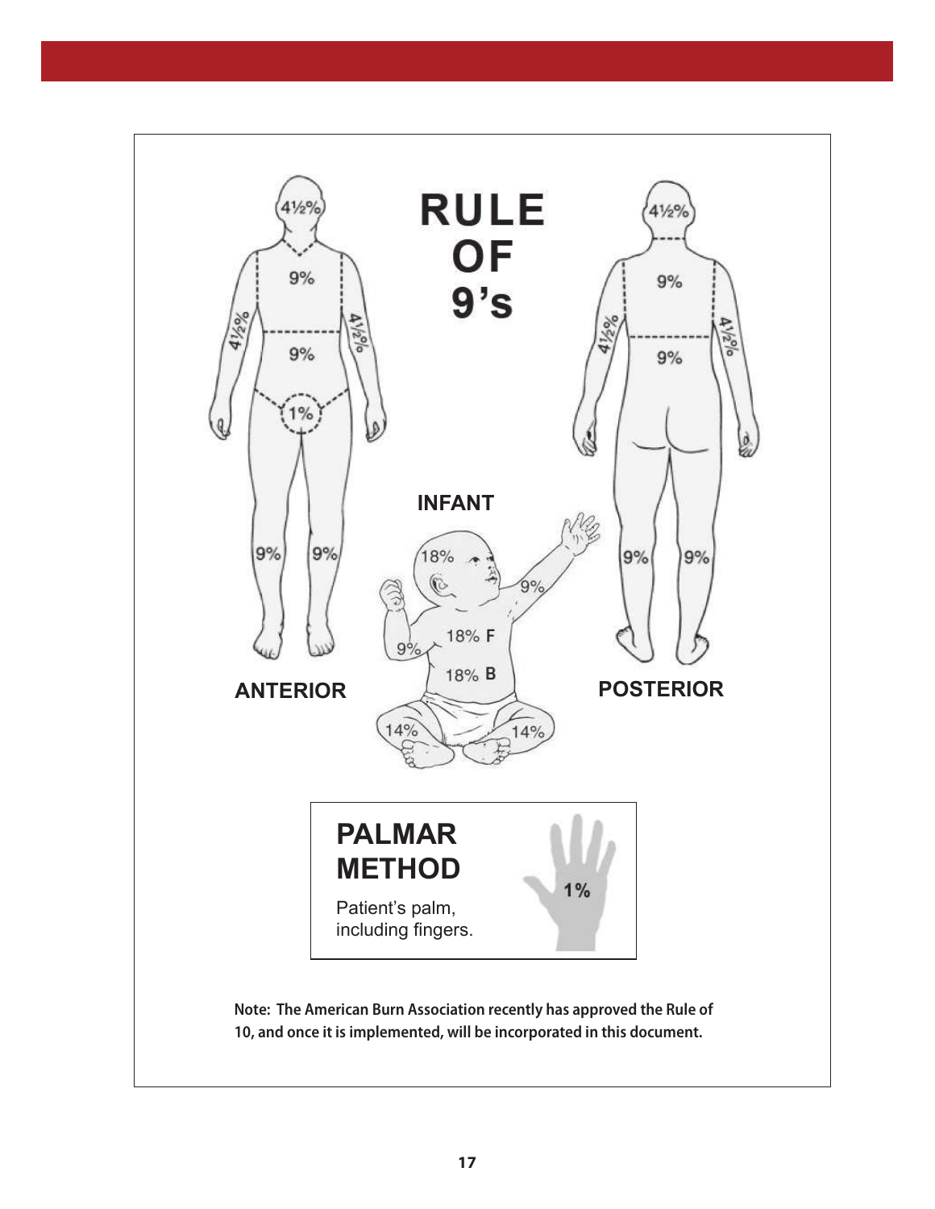# RULE OF 9's

ANTERIOR

4½%

9%

9%

4½%

4½%

1%

9%

9%

POSTERIOR

4½%

9%

9%

4½%

4½%

9%

9%

INFANT

18%

9%

9%

18% F

18% B

14%

14%

## PALMAR METHOD

Patient's palm, including fingers.

1%

**Note: The American Burn Association recently has approved the Rule of 10, and once it is implemented, will be incorporated in this document.**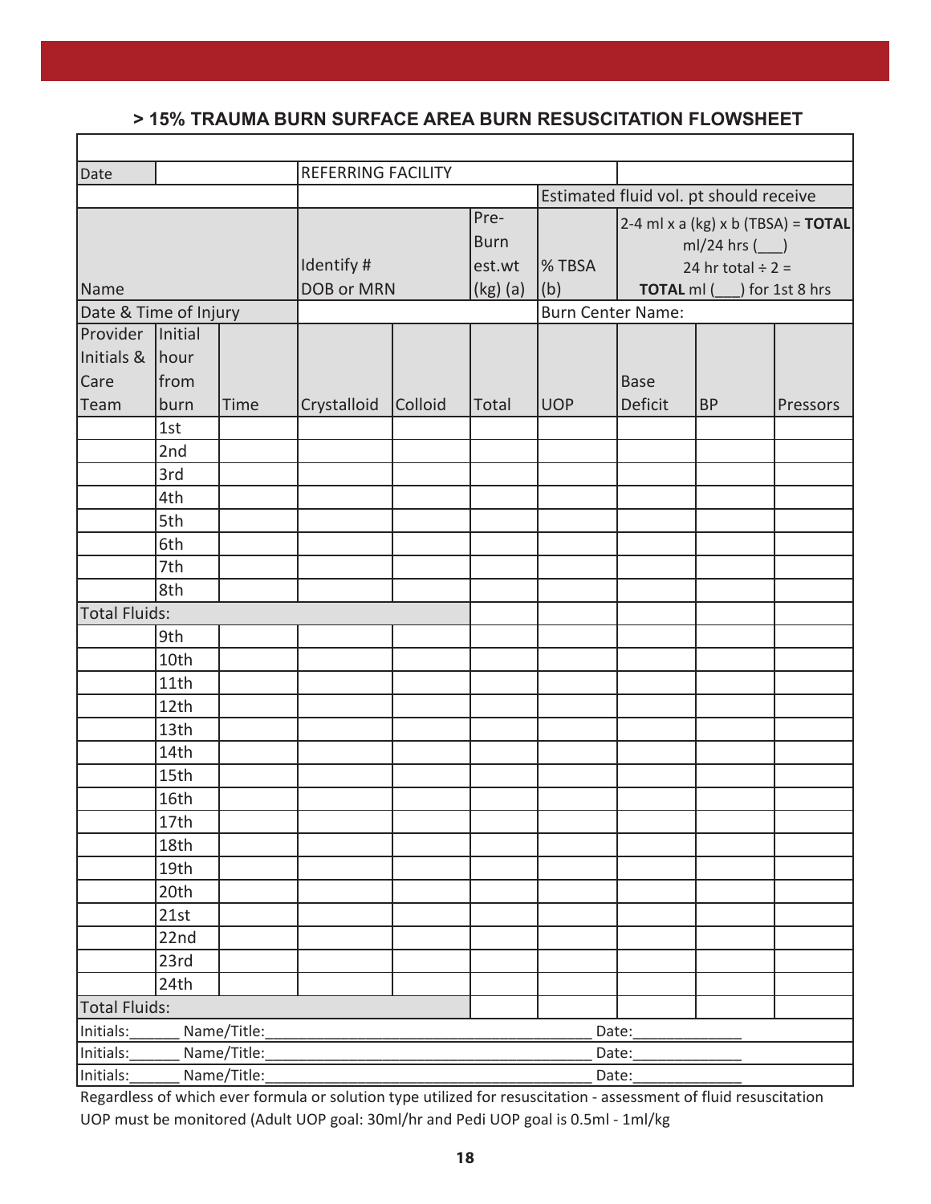### > 15% TRAUMA BURN SURFACE AREA BURN RESUSCITATION FLOWSHEET

| Date | | REFERRING FACILITY | | | | | | |
|---|---|---|---|---|---|---|---|---|
| | | | | | Estimated fluid vol. pt should receive | | | |
| Name | | Identify # DOB or MRN | | Pre-Burn est.wt (kg) (a) | % TBSA (b) | 2-4 ml x a (kg) x b (TBSA) = **TOTAL** ml/24 hrs (\_\_\_) 24 hr total ÷ 2 = **TOTAL** ml (\_\_\_) for 1st 8 hrs | | |
| Date & Time of Injury | | | | | Burn Center Name: | | | |

| Provider Initials & Care Team | Initial hour from burn | Time | Crystalloid | Colloid | Total | UOP | Base Deficit | BP | Pressors |
|---|---|---|---|---|---|---|---|---|---|
| | 1st | | | | | | | | |
| | 2nd | | | | | | | | |
| | 3rd | | | | | | | | |
| | 4th | | | | | | | | |
| | 5th | | | | | | | | |
| | 6th | | | | | | | | |
| | 7th | | | | | | | | |
| | 8th | | | | | | | | |
| Total Fluids: | | | | | | | | | |
| | 9th | | | | | | | | |
| | 10th | | | | | | | | |
| | 11th | | | | | | | | |
| | 12th | | | | | | | | |
| | 13th | | | | | | | | |
| | 14th | | | | | | | | |
| | 15th | | | | | | | | |
| | 16th | | | | | | | | |
| | 17th | | | | | | | | |
| | 18th | | | | | | | | |
| | 19th | | | | | | | | |
| | 20th | | | | | | | | |
| | 21st | | | | | | | | |
| | 22nd | | | | | | | | |
| | 23rd | | | | | | | | |
| | 24th | | | | | | | | |
| Total Fluids: | | | | | | | | | |

Initials:\_\_\_\_\_\_ Name/Title:\_\_\_\_\_\_\_\_\_\_\_\_\_\_\_\_\_\_\_\_\_\_\_\_\_\_\_\_\_\_\_\_\_\_\_\_\_\_\_\_ Date:\_\_\_\_\_\_\_\_\_\_\_\_\_

Initials:\_\_\_\_\_\_ Name/Title:\_\_\_\_\_\_\_\_\_\_\_\_\_\_\_\_\_\_\_\_\_\_\_\_\_\_\_\_\_\_\_\_\_\_\_\_\_\_\_\_ Date:\_\_\_\_\_\_\_\_\_\_\_\_\_

Initials:\_\_\_\_\_\_ Name/Title:\_\_\_\_\_\_\_\_\_\_\_\_\_\_\_\_\_\_\_\_\_\_\_\_\_\_\_\_\_\_\_\_\_\_\_\_\_\_\_\_ Date:\_\_\_\_\_\_\_\_\_\_\_\_\_

Regardless of which ever formula or solution type utilized for resuscitation - assessment of fluid resuscitation UOP must be monitored (Adult UOP goal: 30ml/hr and Pedi UOP goal is 0.5ml - 1ml/kg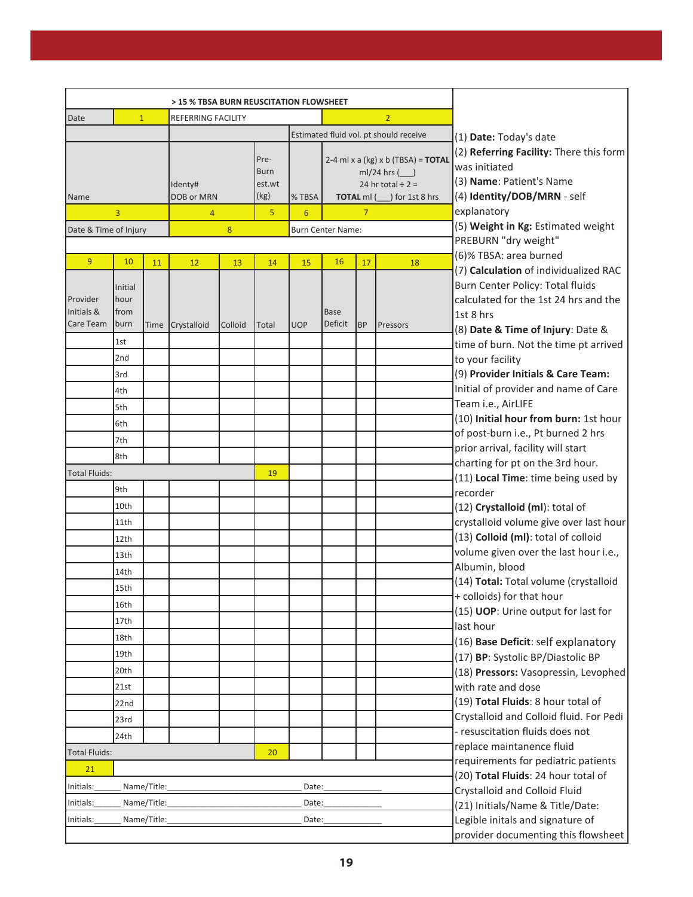## > 15 % TBSA BURN REUSCIATION FLOWSHEET

| Date | 1 | | REFERRING FACILITY | | | | | 2 | | |
|---|---|---|---|---|---|---|---|---|---|---|
| | | | | | | Estimated fluid vol. pt should receive | | | | |
| Name | | | Identy# DOB or MRN | | Pre-Burn est.wt (kg) | % TBSA | 2-4 ml x a (kg) x b (TBSA) = **TOTAL** ml/24 hrs (___) 24 hr total ÷ 2 = **TOTAL** ml (___) for 1st 8 hrs | | | |
| 3 | | | 4 | | 5 | 6 | 7 | | | |
| Date & Time of Injury | | | 8 | | | Burn Center Name: | | | | |
| 9 | 10 | 11 | 12 | 13 | 14 | 15 | 16 | 17 | 18 | |
| Provider Initials & Care Team | Initial hour from burn | Time | Crystalloid | Colloid | Total | UOP | Base Deficit | BP | Pressors | |
| | 1st | | | | | | | | | |
| | 2nd | | | | | | | | | |
| | 3rd | | | | | | | | | |
| | 4th | | | | | | | | | |
| | 5th | | | | | | | | | |
| | 6th | | | | | | | | | |
| | 7th | | | | | | | | | |
| | 8th | | | | | | | | | |
| Total Fluids: | | | | | 19 | | | | | |
| | 9th | | | | | | | | | |
| | 10th | | | | | | | | | |
| | 11th | | | | | | | | | |
| | 12th | | | | | | | | | |
| | 13th | | | | | | | | | |
| | 14th | | | | | | | | | |
| | 15th | | | | | | | | | |
| | 16th | | | | | | | | | |
| | 17th | | | | | | | | | |
| | 18th | | | | | | | | | |
| | 19th | | | | | | | | | |
| | 20th | | | | | | | | | |
| | 21st | | | | | | | | | |
| | 22nd | | | | | | | | | |
| | 23rd | | | | | | | | | |
| | 24th | | | | | | | | | |
| Total Fluids: | | | | | 20 | | | | | |
| 21 | | | | | | | | | | |

Initials:______ Name/Title:________________________________ Date:_____________

Initials:______ Name/Title:________________________________ Date:_____________

Initials:______ Name/Title:________________________________ Date:_____________

(1) **Date:** Today's date
(2) **Referring Facility:** There this form was initiated
(3) **Name**: Patient's Name
(4) **Identity/DOB/MRN** - self explanatory
(5) **Weight in Kg:** Estimated weight PREBURN "dry weight"
(6)% TBSA: area burned
(7) **Calculation** of individualized RAC Burn Center Policy: Total fluids calculated for the 1st 24 hrs and the 1st 8 hrs
(8) **Date & Time of Injury**: Date & time of burn. Not the time pt arrived to your facility
(9) **Provider Initials & Care Team:** Initial of provider and name of Care Team i.e., AirLIFE
(10) **Initial hour from burn:** 1st hour of post-burn i.e., Pt burned 2 hrs prior arrival, facility will start charting for pt on the 3rd hour.
(11) **Local Time**: time being used by recorder
(12) **Crystalloid (ml)**: total of crystalloid volume give over last hour
(13) **Colloid (ml)**: total of colloid volume given over the last hour i.e., Albumin, blood
(14) **Total:** Total volume (crystalloid + colloids) for that hour
(15) **UOP**: Urine output for last for last hour
(16) **Base Deficit**: self explanatory
(17) **BP**: Systolic BP/Diastolic BP
(18) **Pressors:** Vasopressin, Levophed with rate and dose
(19) **Total Fluids**: 8 hour total of Crystalloid and Colloid fluid. For Pedi - resuscitation fluids does not replace maintenance fluid requirements for pediatric patients
(20) **Total Fluids**: 24 hour total of Crystalloid and Colloid Fluid
(21) Initials/Name & Title/Date: Legible initals and signature of provider documenting this flowsheet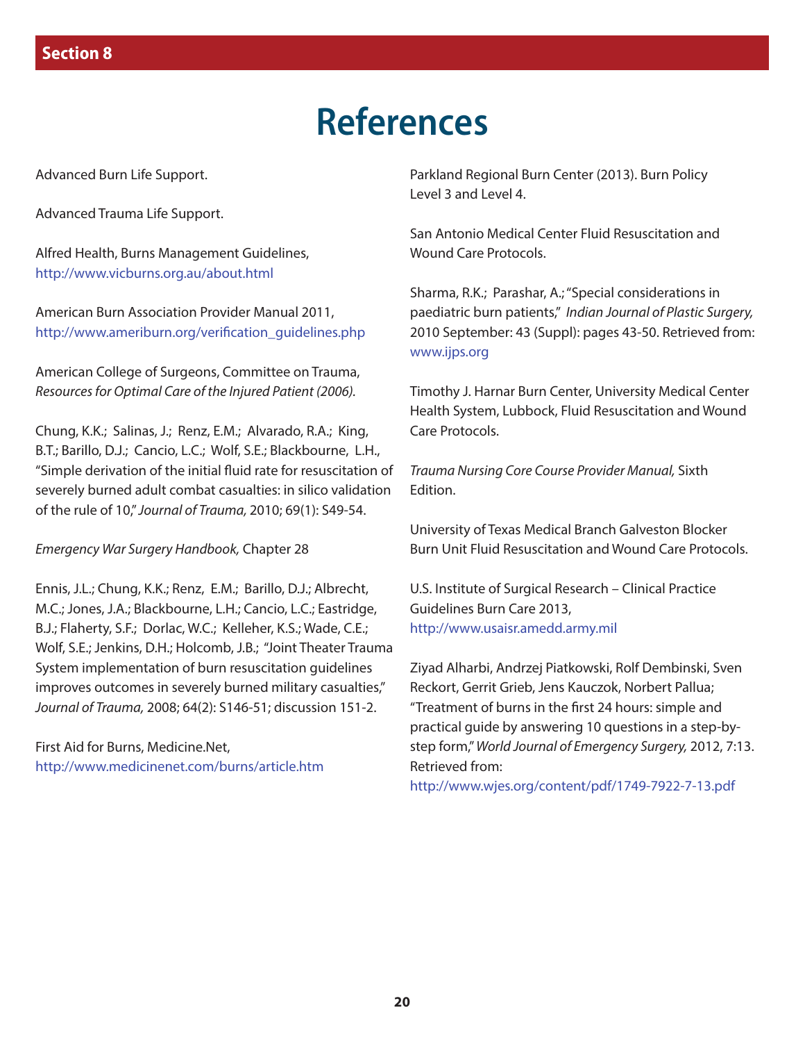Section 8

# References

Advanced Burn Life Support.

Advanced Trauma Life Support.

Alfred Health, Burns Management Guidelines, http://www.vicburns.org.au/about.html

American Burn Association Provider Manual 2011, http://www.ameriburn.org/verification_guidelines.php

American College of Surgeons, Committee on Trauma, *Resources for Optimal Care of the Injured Patient (2006).*

Chung, K.K.; Salinas, J.; Renz, E.M.; Alvarado, R.A.; King, B.T.; Barillo, D.J.; Cancio, L.C.; Wolf, S.E.; Blackbourne, L.H., "Simple derivation of the initial fluid rate for resuscitation of severely burned adult combat casualties: in silico validation of the rule of 10," *Journal of Trauma,* 2010; 69(1): S49-54.

*Emergency War Surgery Handbook,* Chapter 28

Ennis, J.L.; Chung, K.K.; Renz, E.M.; Barillo, D.J.; Albrecht, M.C.; Jones, J.A.; Blackbourne, L.H.; Cancio, L.C.; Eastridge, B.J.; Flaherty, S.F.; Dorlac, W.C.; Kelleher, K.S.; Wade, C.E.; Wolf, S.E.; Jenkins, D.H.; Holcomb, J.B.; "Joint Theater Trauma System implementation of burn resuscitation guidelines improves outcomes in severely burned military casualties," *Journal of Trauma,* 2008; 64(2): S146-51; discussion 151-2.

First Aid for Burns, Medicine.Net, http://www.medicinenet.com/burns/article.htm

Parkland Regional Burn Center (2013). Burn Policy Level 3 and Level 4.

San Antonio Medical Center Fluid Resuscitation and Wound Care Protocols.

Sharma, R.K.; Parashar, A.; "Special considerations in paediatric burn patients," *Indian Journal of Plastic Surgery,* 2010 September: 43 (Suppl): pages 43-50. Retrieved from: www.ijps.org

Timothy J. Harnar Burn Center, University Medical Center Health System, Lubbock, Fluid Resuscitation and Wound Care Protocols.

*Trauma Nursing Core Course Provider Manual,* Sixth Edition.

University of Texas Medical Branch Galveston Blocker Burn Unit Fluid Resuscitation and Wound Care Protocols.

U.S. Institute of Surgical Research – Clinical Practice Guidelines Burn Care 2013, http://www.usaisr.amedd.army.mil

Ziyad Alharbi, Andrzej Piatkowski, Rolf Dembinski, Sven Reckort, Gerrit Grieb, Jens Kauczok, Norbert Pallua; "Treatment of burns in the first 24 hours: simple and practical guide by answering 10 questions in a step-by-step form," *World Journal of Emergency Surgery,* 2012, 7:13. Retrieved from: http://www.wjes.org/content/pdf/1749-7922-7-13.pdf